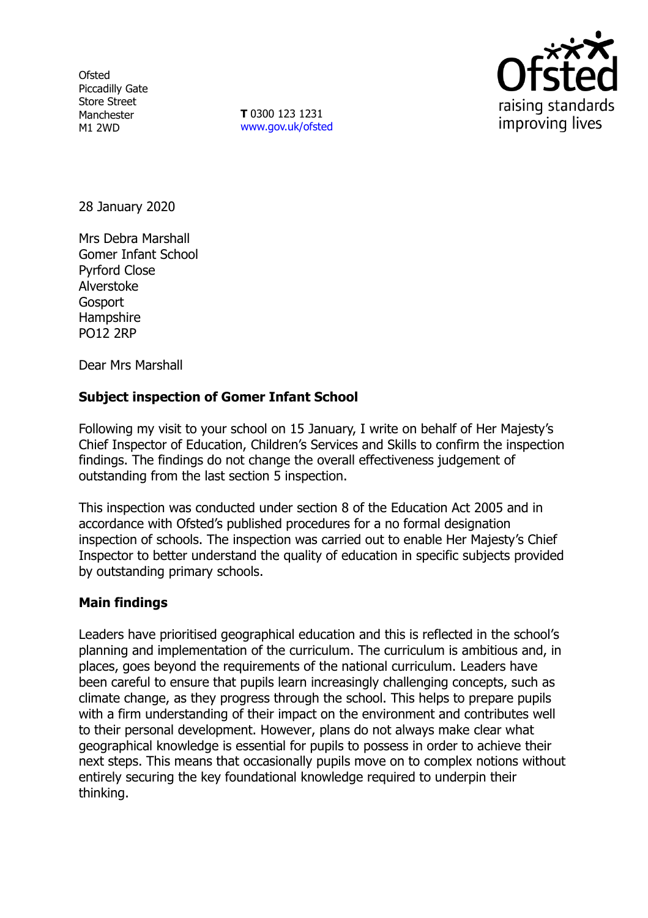Ofsted
Piccadilly Gate
Store Street
Manchester
M1 2WD

**T** 0300 123 1231
www.gov.uk/ofsted

Ofsted
raising standards
improving lives

28 January 2020

Mrs Debra Marshall
Gomer Infant School
Pyrford Close
Alverstoke
Gosport
Hampshire
PO12 2RP

Dear Mrs Marshall

**Subject inspection of Gomer Infant School**

Following my visit to your school on 15 January, I write on behalf of Her Majesty's Chief Inspector of Education, Children's Services and Skills to confirm the inspection findings. The findings do not change the overall effectiveness judgement of outstanding from the last section 5 inspection.

This inspection was conducted under section 8 of the Education Act 2005 and in accordance with Ofsted's published procedures for a no formal designation inspection of schools. The inspection was carried out to enable Her Majesty's Chief Inspector to better understand the quality of education in specific subjects provided by outstanding primary schools.

**Main findings**

Leaders have prioritised geographical education and this is reflected in the school's planning and implementation of the curriculum. The curriculum is ambitious and, in places, goes beyond the requirements of the national curriculum. Leaders have been careful to ensure that pupils learn increasingly challenging concepts, such as climate change, as they progress through the school. This helps to prepare pupils with a firm understanding of their impact on the environment and contributes well to their personal development. However, plans do not always make clear what geographical knowledge is essential for pupils to possess in order to achieve their next steps. This means that occasionally pupils move on to complex notions without entirely securing the key foundational knowledge required to underpin their thinking.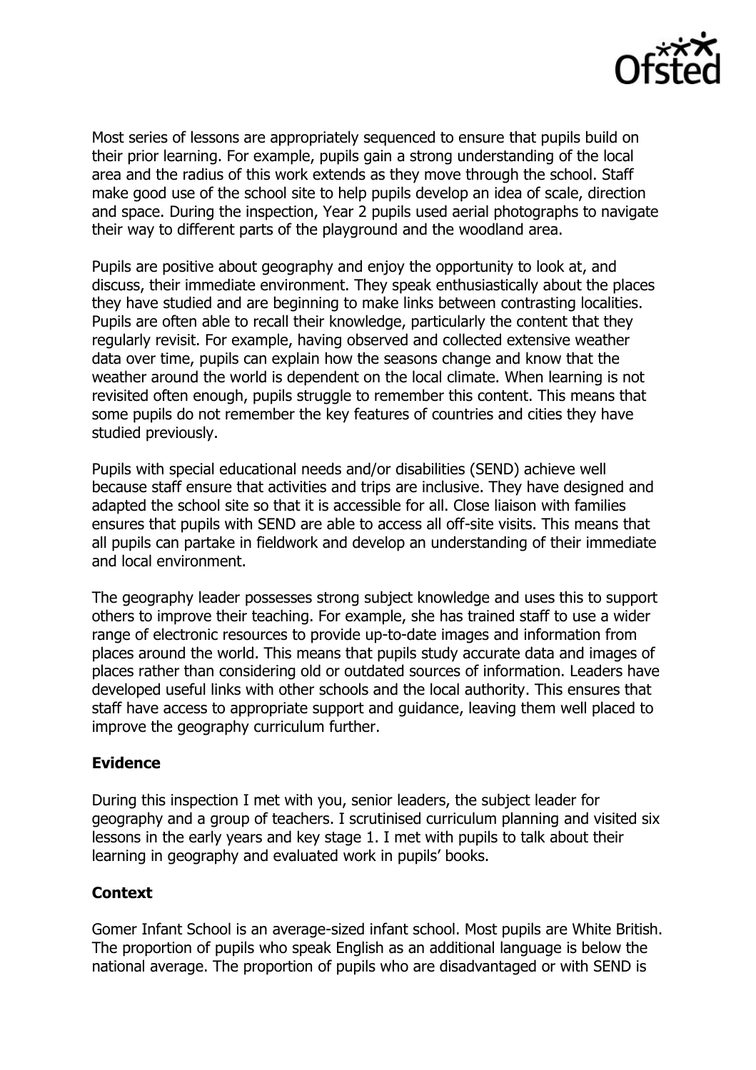Most series of lessons are appropriately sequenced to ensure that pupils build on their prior learning. For example, pupils gain a strong understanding of the local area and the radius of this work extends as they move through the school. Staff make good use of the school site to help pupils develop an idea of scale, direction and space. During the inspection, Year 2 pupils used aerial photographs to navigate their way to different parts of the playground and the woodland area.

Pupils are positive about geography and enjoy the opportunity to look at, and discuss, their immediate environment. They speak enthusiastically about the places they have studied and are beginning to make links between contrasting localities. Pupils are often able to recall their knowledge, particularly the content that they regularly revisit. For example, having observed and collected extensive weather data over time, pupils can explain how the seasons change and know that the weather around the world is dependent on the local climate. When learning is not revisited often enough, pupils struggle to remember this content. This means that some pupils do not remember the key features of countries and cities they have studied previously.

Pupils with special educational needs and/or disabilities (SEND) achieve well because staff ensure that activities and trips are inclusive. They have designed and adapted the school site so that it is accessible for all. Close liaison with families ensures that pupils with SEND are able to access all off-site visits. This means that all pupils can partake in fieldwork and develop an understanding of their immediate and local environment.

The geography leader possesses strong subject knowledge and uses this to support others to improve their teaching. For example, she has trained staff to use a wider range of electronic resources to provide up-to-date images and information from places around the world. This means that pupils study accurate data and images of places rather than considering old or outdated sources of information. Leaders have developed useful links with other schools and the local authority. This ensures that staff have access to appropriate support and guidance, leaving them well placed to improve the geography curriculum further.

**Evidence**

During this inspection I met with you, senior leaders, the subject leader for geography and a group of teachers. I scrutinised curriculum planning and visited six lessons in the early years and key stage 1. I met with pupils to talk about their learning in geography and evaluated work in pupils' books.

**Context**

Gomer Infant School is an average-sized infant school. Most pupils are White British. The proportion of pupils who speak English as an additional language is below the national average. The proportion of pupils who are disadvantaged or with SEND is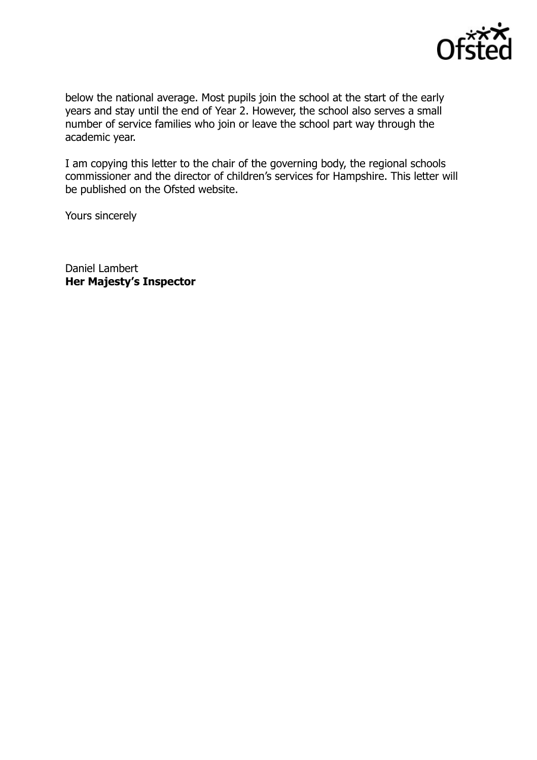below the national average. Most pupils join the school at the start of the early years and stay until the end of Year 2. However, the school also serves a small number of service families who join or leave the school part way through the academic year.

I am copying this letter to the chair of the governing body, the regional schools commissioner and the director of children's services for Hampshire. This letter will be published on the Ofsted website.

Yours sincerely

Daniel Lambert
**Her Majesty's Inspector**